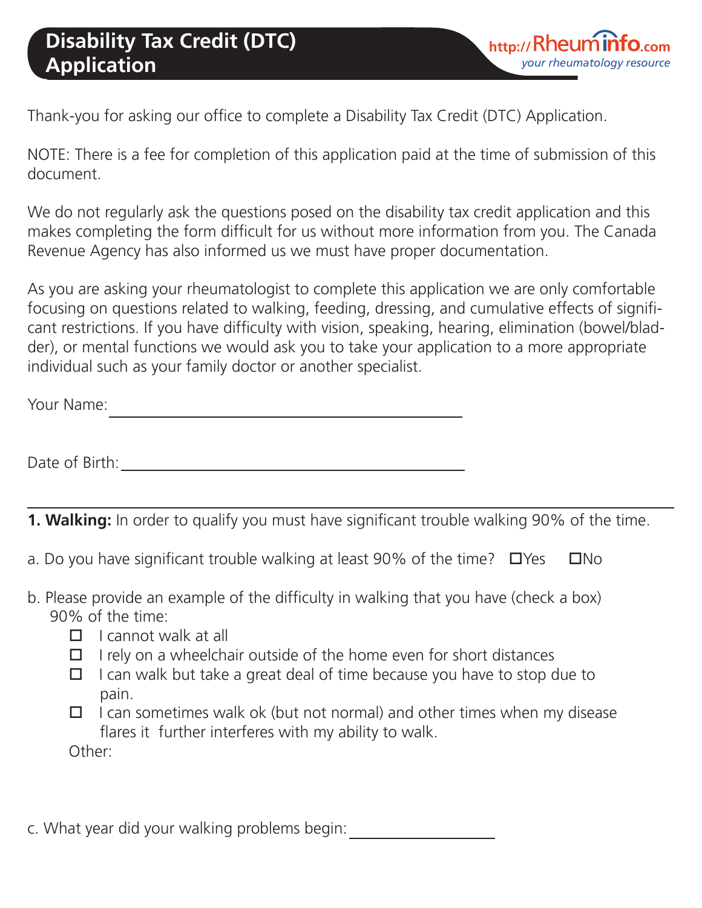# Disability Tax Credit (DTC) Application

http://Rheuminfo.com
*your rheumatology resource*

Thank-you for asking our office to complete a Disability Tax Credit (DTC) Application.

NOTE: There is a fee for completion of this application paid at the time of submission of this document.

We do not regularly ask the questions posed on the disability tax credit application and this makes completing the form difficult for us without more information from you. The Canada Revenue Agency has also informed us we must have proper documentation.

As you are asking your rheumatologist to complete this application we are only comfortable focusing on questions related to walking, feeding, dressing, and cumulative effects of significant restrictions. If you have difficulty with vision, speaking, hearing, elimination (bowel/bladder), or mental functions we would ask you to take your application to a more appropriate individual such as your family doctor or another specialist.

Your Name: ______________________________

Date of Birth: ______________________________

---

**1. Walking:** In order to qualify you must have significant trouble walking 90% of the time.

a. Do you have significant trouble walking at least 90% of the time? ☐ Yes ☐ No

b. Please provide an example of the difficulty in walking that you have (check a box) 90% of the time:

- ☐ I cannot walk at all
- ☐ I rely on a wheelchair outside of the home even for short distances
- ☐ I can walk but take a great deal of time because you have to stop due to pain.
- ☐ I can sometimes walk ok (but not normal) and other times when my disease flares it further interferes with my ability to walk.

Other:

c. What year did your walking problems begin: ______________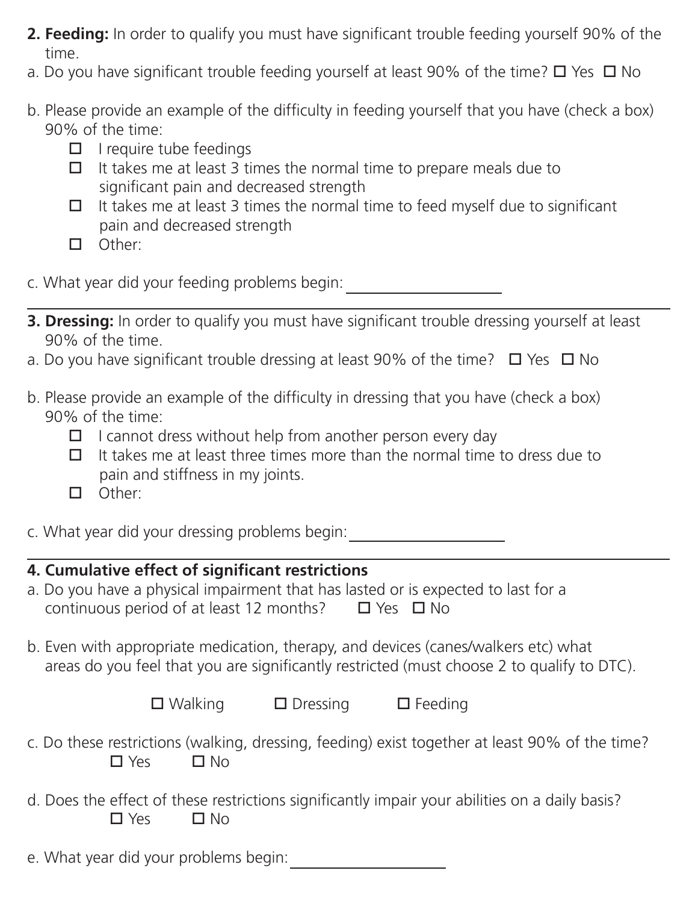**2. Feeding:** In order to qualify you must have significant trouble feeding yourself 90% of the time.

a. Do you have significant trouble feeding yourself at least 90% of the time? ☐ Yes ☐ No

b. Please provide an example of the difficulty in feeding yourself that you have (check a box) 90% of the time:

- ☐ I require tube feedings
- ☐ It takes me at least 3 times the normal time to prepare meals due to significant pain and decreased strength
- ☐ It takes me at least 3 times the normal time to feed myself due to significant pain and decreased strength
- ☐ Other:

c. What year did your feeding problems begin: ____________________

---

**3. Dressing:** In order to qualify you must have significant trouble dressing yourself at least 90% of the time.

a. Do you have significant trouble dressing at least 90% of the time? ☐ Yes ☐ No

b. Please provide an example of the difficulty in dressing that you have (check a box) 90% of the time:

- ☐ I cannot dress without help from another person every day
- ☐ It takes me at least three times more than the normal time to dress due to pain and stiffness in my joints.
- ☐ Other:

c. What year did your dressing problems begin: ____________________

---

**4. Cumulative effect of significant restrictions**

a. Do you have a physical impairment that has lasted or is expected to last for a continuous period of at least 12 months? ☐ Yes ☐ No

b. Even with appropriate medication, therapy, and devices (canes/walkers etc) what areas do you feel that you are significantly restricted (must choose 2 to qualify to DTC).

☐ Walking ☐ Dressing ☐ Feeding

c. Do these restrictions (walking, dressing, feeding) exist together at least 90% of the time?

☐ Yes ☐ No

d. Does the effect of these restrictions significantly impair your abilities on a daily basis?

☐ Yes ☐ No

e. What year did your problems begin: ____________________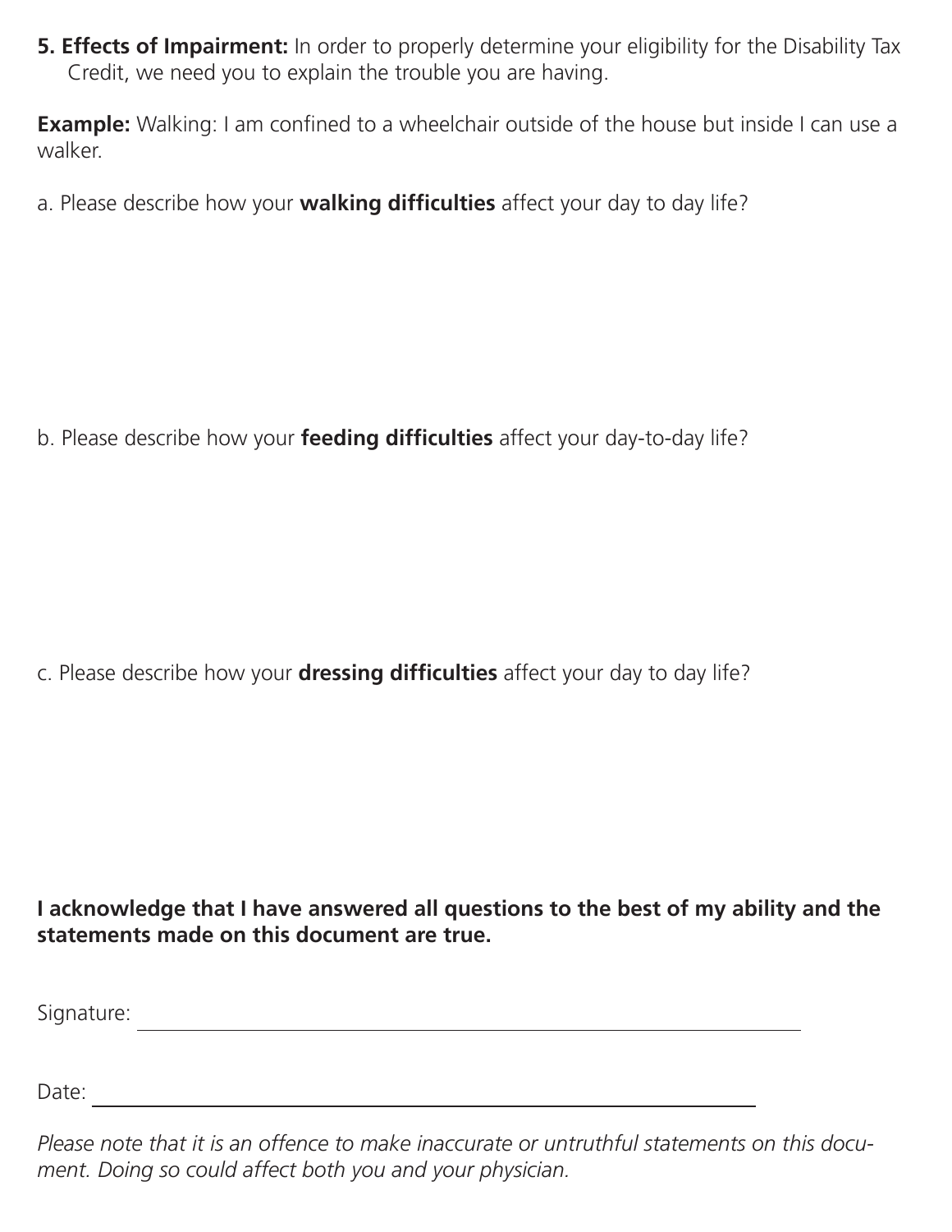**5. Effects of Impairment:** In order to properly determine your eligibility for the Disability Tax Credit, we need you to explain the trouble you are having.

**Example:** Walking: I am confined to a wheelchair outside of the house but inside I can use a walker.

a. Please describe how your **walking difficulties** affect your day to day life?

b. Please describe how your **feeding difficulties** affect your day-to-day life?

c. Please describe how your **dressing difficulties** affect your day to day life?

**I acknowledge that I have answered all questions to the best of my ability and the statements made on this document are true.**

Signature: \_\_\_\_\_\_\_\_\_\_\_\_\_\_\_\_\_\_\_\_\_\_\_\_\_\_\_\_\_\_\_\_\_\_\_\_\_\_\_\_

Date: \_\_\_\_\_\_\_\_\_\_\_\_\_\_\_\_\_\_\_\_\_\_\_\_\_\_\_\_\_\_\_\_\_\_\_\_\_\_\_\_

*Please note that it is an offence to make inaccurate or untruthful statements on this document. Doing so could affect both you and your physician.*